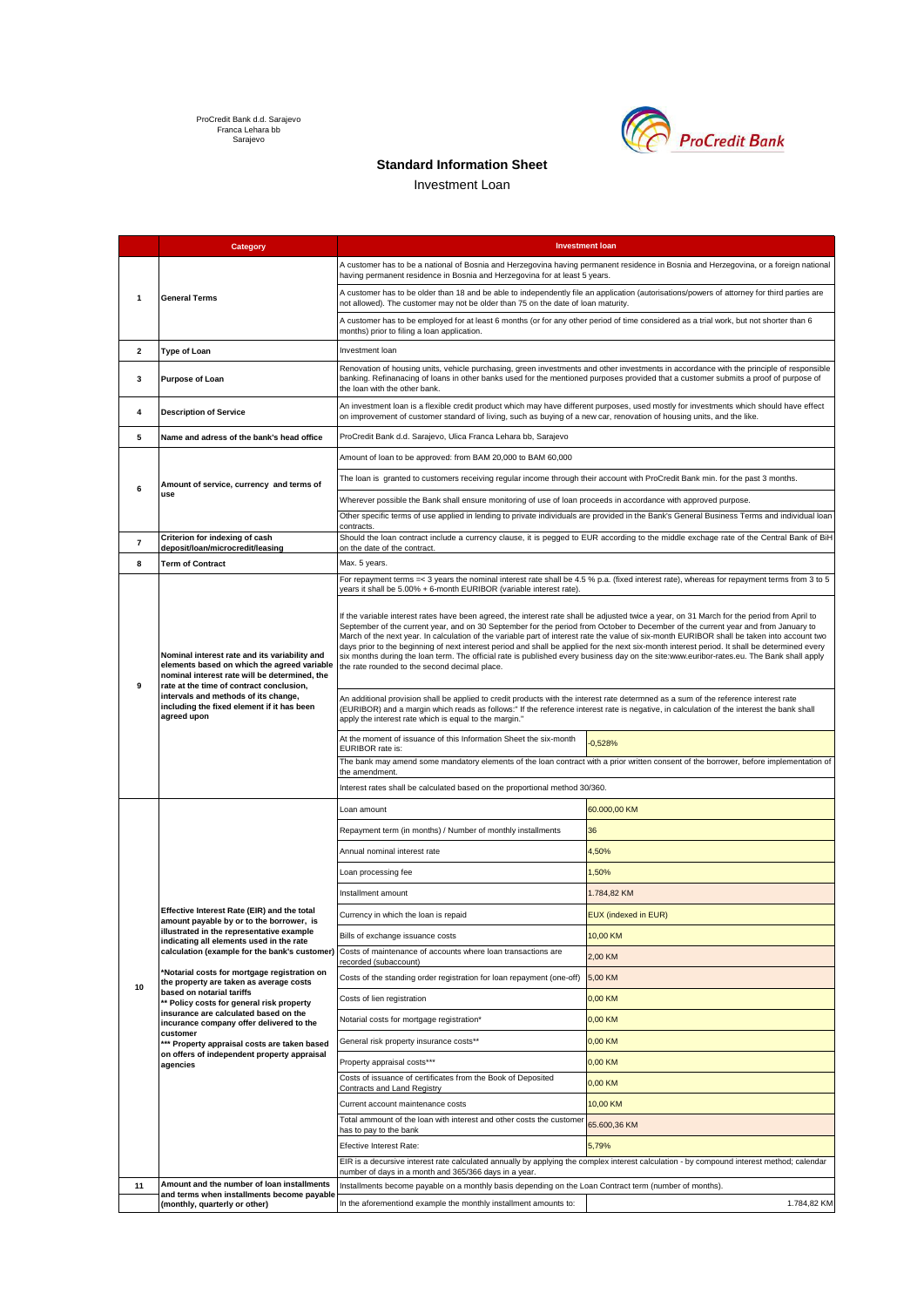ProCredit Bank d.d. Sarajevo
Franca Lehara bb
Sarajevo

ProCredit Bank

# Standard Information Sheet

## Investment Loan

| | Category | Investment loan | |
|---|---|---|---|
| 1 | General Terms | A customer has to be a national of Bosnia and Herzegovina having permanent residence in Bosnia and Herzegovina, or a foreign national having permanent residence in Bosnia and Herzegovina for at least 5 years. | |
| | | A customer has to be older than 18 and be able to independently file an application (autorisations/powers of attorney for third parties are not allowed). The customer may not be older than 75 on the date of loan maturity. | |
| | | A customer has to be employed for at least 6 months (or for any other period of time considered as a trial work, but not shorter than 6 months) prior to filing a loan application. | |
| 2 | Type of Loan | Investment loan | |
| 3 | Purpose of Loan | Renovation of housing units, vehicle purchasing, green investments and other investments in accordance with the principle of responsible banking. Refinanacing of loans in other banks used for the mentioned purposes provided that a customer submits a proof of purpose of the loan with the other bank. | |
| 4 | Description of Service | An investment loan is a flexible credit product which may have different purposes, used mostly for investments which should have effect on improvement of customer standard of living, such as buying of a new car, renovation of housing units, and the like. | |
| 5 | Name and adress of the bank's head office | ProCredit Bank d.d. Sarajevo, Ulica Franca Lehara bb, Sarajevo | |
| 6 | Amount of service, currency and terms of use | Amount of loan to be approved: from BAM 20,000 to BAM 60,000 | |
| | | The loan is granted to customers receiving regular income through their account with ProCredit Bank min. for the past 3 months. | |
| | | Wherever possible the Bank shall ensure monitoring of use of loan proceeds in accordance with approved purpose. | |
| | | Other specific terms of use applied in lending to private individuals are provided in the Bank's General Business Terms and individual loan contracts. | |
| 7 | Criterion for indexing of cash deposit/loan/microcredit/leasing | Should the loan contract include a currency clause, it is pegged to EUR according to the middle exchage rate of the Central Bank of BiH on the date of the contract. | |
| 8 | Term of Contract | Max. 5 years. | |
| 9 | Nominal interest rate and its variability and elements based on which the agreed variable nominal interest rate will be determined, the rate at the time of contract conclusion, intervals and methods of its change, including the fixed element if it has been agreed upon | For repayment terms =< 3 years the nominal interest rate shall be 4.5 % p.a. (fixed interest rate), whereas for repayment terms from 3 to 5 years it shall be 5.00% + 6-month EURIBOR (variable interest rate). | |
| | | If the variable interest rates have been agreed, the interest rate shall be adjusted twice a year, on 31 March for the period from April to September of the current year, and on 30 September for the period from October to December of the current year and from January to March of the next year. In calculation of the variable part of interest rate the value of six-month EURIBOR shall be taken into account two days prior to the beginning of next interest period and shall be applied for the next six-month interest period. It shall be determined every six months during the loan term. The official rate is published every business day on the site:www.euribor-rates.eu. The Bank shall apply the rate rounded to the second decimal place. | |
| | | An additional provision shall be applied to credit products with the interest rate determned as a sum of the reference interest rate (EURIBOR) and a margin which reads as follows:" If the reference interest rate is negative, in calculation of the interest the bank shall apply the interest rate which is equal to the margin." | |
| | | At the moment of issuance of this Information Sheet the six-month EURIBOR rate is: | -0,528% |
| | | The bank may amend some mandatory elements of the loan contract with a prior written consent of the borrower, before implementation of the amendment. | |
| | | Interest rates shall be calculated based on the proportional method 30/360. | |
| 10 | Effective Interest Rate (EIR) and the total amount payable by or to the borrower, is illustrated in the representative example indicating all elements used in the rate calculation (example for the bank's customer)<br><br>*Notarial costs for mortgage registration on the property are taken as average costs based on notarial tariffs<br>** Policy costs for general risk property insurance are calculated based on the incurance company offer delivered to the customer<br>*** Property appraisal costs are taken based on offers of independent property appraisal agencies | Loan amount | 60.000,00 KM |
| | | Repayment term (in months) / Number of monthly installments | 36 |
| | | Annual nominal interest rate | 4,50% |
| | | Loan processing fee | 1,50% |
| | | Installment amount | 1.784,82 KM |
| | | Currency in which the loan is repaid | EUX (indexed in EUR) |
| | | Bills of exchange issuance costs | 10,00 KM |
| | | Costs of maintenance of accounts where loan transactions are recorded (subaccount) | 2,00 KM |
| | | Costs of the standing order registration for loan repayment (one-off) | 5,00 KM |
| | | Costs of lien registration | 0,00 KM |
| | | Notarial costs for mortgage registration* | 0,00 KM |
| | | General risk property insurance costs** | 0,00 KM |
| | | Property appraisal costs*** | 0,00 KM |
| | | Costs of issuance of certificates from the Book of Deposited Contracts and Land Registry | 0,00 KM |
| | | Current account maintenance costs | 10,00 KM |
| | | Total ammount of the loan with interest and other costs the customer has to pay to the bank | 65.600,36 KM |
| | | Efective Interest Rate: | 5,79% |
| | | EIR is a decursive interest rate calculated annually by applying the complex interest calculation - by compound interest method; calendar number of days in a month and 365/366 days in a year. | |
| 11 | Amount and the number of loan installments and terms when installments become payable (monthly, quarterly or other) | Installments become payable on a monthly basis depending on the Loan Contract term (number of months). | |
| | | In the aforementiond example the monthly installment amounts to: | 1.784,82 KM |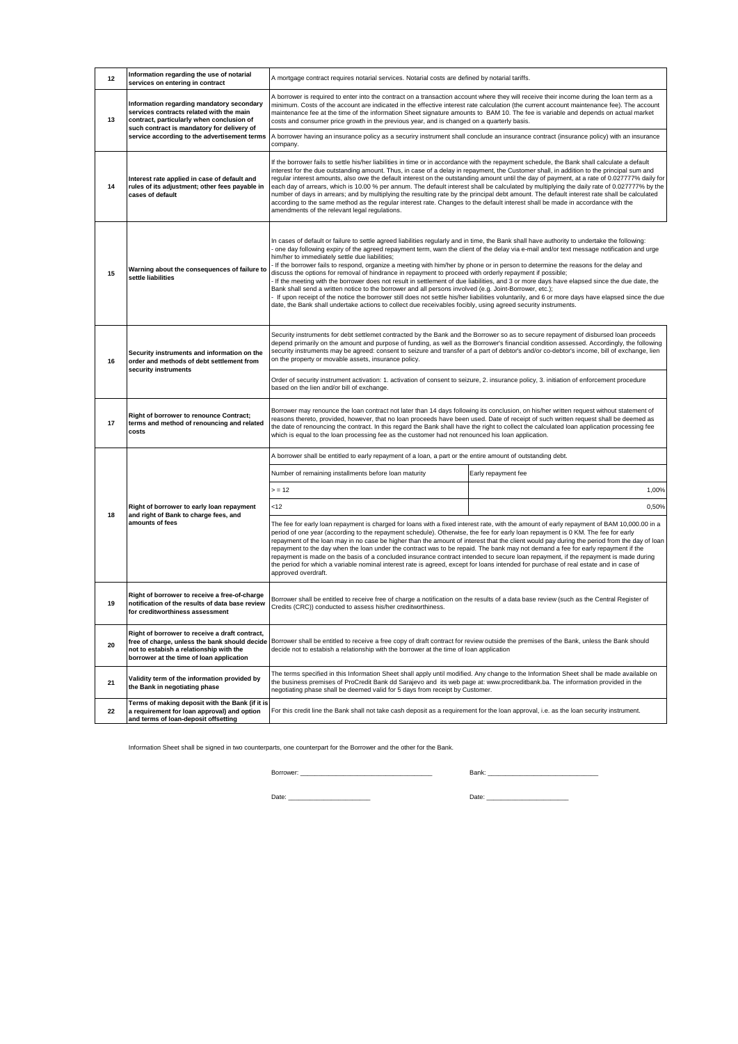| | | | |
|---|---|---|---|
| 12 | **Information regarding the use of notarial services on entering in contract** | A mortgage contract requires notarial services. Notarial costs are defined by notarial tariffs. | |
| 13 | **Information regarding mandatory secondary services contracts related with the main contract, particularly when conclusion of such contract is mandatory for delivery of service according to the advertisement terms** | A borrower is required to enter into the contract on a transaction account where they will receive their income during the loan term as a minimum. Costs of the account are indicated in the effective interest rate calculation (the current account maintenance fee). The account maintenance fee at the time of the information Sheet signature amounts to BAM 10. The fee is variable and depends on actual market costs and consumer price growth in the previous year, and is changed on a quarterly basis. | |
| | | A borrower having an insurance policy as a securiry instrument shall conclude an insurance contract (insurance policy) with an insurance company. | |
| 14 | **Interest rate applied in case of default and rules of its adjustment; other fees payable in cases of default** | If the borrower fails to settle his/her liabilities in time or in accordance with the repayment schedule, the Bank shall calculate a default interest for the due outstanding amount. Thus, in case of a delay in repayment, the Customer shall, in addition to the principal sum and regular interest amounts, also owe the default interest on the outstanding amount until the day of payment, at a rate of 0.027777% daily for each day of arrears, which is 10.00 % per annum. The default interest shall be calculated by multiplying the daily rate of 0.027777% by the number of days in arrears; and by multiplying the resulting rate by the principal debt amount. The default interest rate shall be calculated according to the same method as the regular interest rate. Changes to the default interest shall be made in accordance with the amendments of the relevant legal regulations. | |
| 15 | **Warning about the consequences of failure to settle liabilities** | In cases of default or failure to settle agreed liabilities regularly and in time, the Bank shall have authority to undertake the following:<br>- one day following expiry of the agreed repayment term, warn the client of the delay via e-mail and/or text message notification and urge him/her to immediately settle due liabilities;<br>- If the borrower fails to respond, organize a meeting with him/her by phone or in person to determine the reasons for the delay and discuss the options for removal of hindrance in repayment to proceed with orderly repayment if possible;<br>- If the meeting with the borrower does not result in settlement of due liabilities, and 3 or more days have elapsed since the due date, the Bank shall send a written notice to the borrower and all persons involved (e.g. Joint-Borrower, etc.);<br>- If upon receipt of the notice the borrower still does not settle his/her liabilities voluntarily, and 6 or more days have elapsed since the due date, the Bank shall undertake actions to collect due receivables focibly, using agreed security instruments. | |
| 16 | **Security instruments and information on the order and methods of debt settlement from security instruments** | Security instruments for debt settlemet contracted by the Bank and the Borrower so as to secure repayment of disbursed loan proceeds depend primarily on the amount and purpose of funding, as well as the Borrower's financial condition assessed. Accordingly, the following security instruments may be agreed: consent to seizure and transfer of a part of debtor's and/or co-debtor's income, bill of exchange, lien on the property or movable assets, insurance policy. | |
| | | Order of security instrument activation: 1. activation of consent to seizure, 2. insurance policy, 3. initiation of enforcement procedure based on the lien and/or bill of exchange. | |
| 17 | **Right of borrower to renounce Contract; terms and method of renouncing and related costs** | Borrower may renounce the loan contract not later than 14 days following its conclusion, on his/her written request without statement of reasons thereto, provided, however, that no loan proceeds have been used. Date of receipt of such written request shall be deemed as the date of renouncing the contract. In this regard the Bank shall have the right to collect the calculated loan application processing fee which is equal to the loan processing fee as the customer had not renounced his loan application. | |
| 18 | **Right of borrower to early loan repayment and right of Bank to charge fees, and amounts of fees** | A borrower shall be entitled to early repayment of a loan, a part or the entire amount of outstanding debt. | |
| | | Number of remaining installments before loan maturity | Early repayment fee |
| | | > = 12 | 1,00% |
| | | <12 | 0,50% |
| | | The fee for early loan repayment is charged for loans with a fixed interest rate, with the amount of early repayment of BAM 10,000.00 in a period of one year (according to the repayment schedule). Otherwise, the fee for early loan repayment is 0 KM. The fee for early repayment of the loan may in no case be higher than the amount of interest that the client would pay during the period from the day of loan repayment to the day when the loan under the contract was to be repaid. The bank may not demand a fee for early repayment if the repayment is made on the basis of a concluded insurance contract intended to secure loan repayment, if the repayment is made during the period for which a variable nominal interest rate is agreed, except for loans intended for purchase of real estate and in case of approved overdraft. | |
| 19 | **Right of borrower to receive a free-of-charge notification of the results of data base review for creditworthiness assessment** | Borrower shall be entitled to receive free of charge a notification on the results of a data base review (such as the Central Register of Credits (CRC)) conducted to assess his/her creditworthiness. | |
| 20 | **Right of borrower to receive a draft contract, free of charge, unless the bank should decide not to estabish a relationship with the borrower at the time of loan application** | Borrower shall be entitled to receive a free copy of draft contract for review outside the premises of the Bank, unless the Bank should decide not to estabish a relationship with the borrower at the time of loan application | |
| 21 | **Validity term of the information provided by the Bank in negotiating phase** | The terms specified in this Information Sheet shall apply until modified. Any change to the Information Sheet shall be made available on the business premises of ProCredit Bank dd Sarajevo and its web page at: www.procreditbank.ba. The information provided in the negotiating phase shall be deemed valid for 5 days from receipt by Customer. | |
| 22 | **Terms of making deposit with the Bank (if it is a requirement for loan approval) and option and terms of loan-deposit offsetting** | For this credit line the Bank shall not take cash deposit as a requirement for the loan approval, i.e. as the loan security instrument. | |

Information Sheet shall be signed in two counterparts, one counterpart for the Borrower and the other for the Bank.

Borrower: ___________________________ Bank: ___________________________

Date: ___________________ Date: ___________________